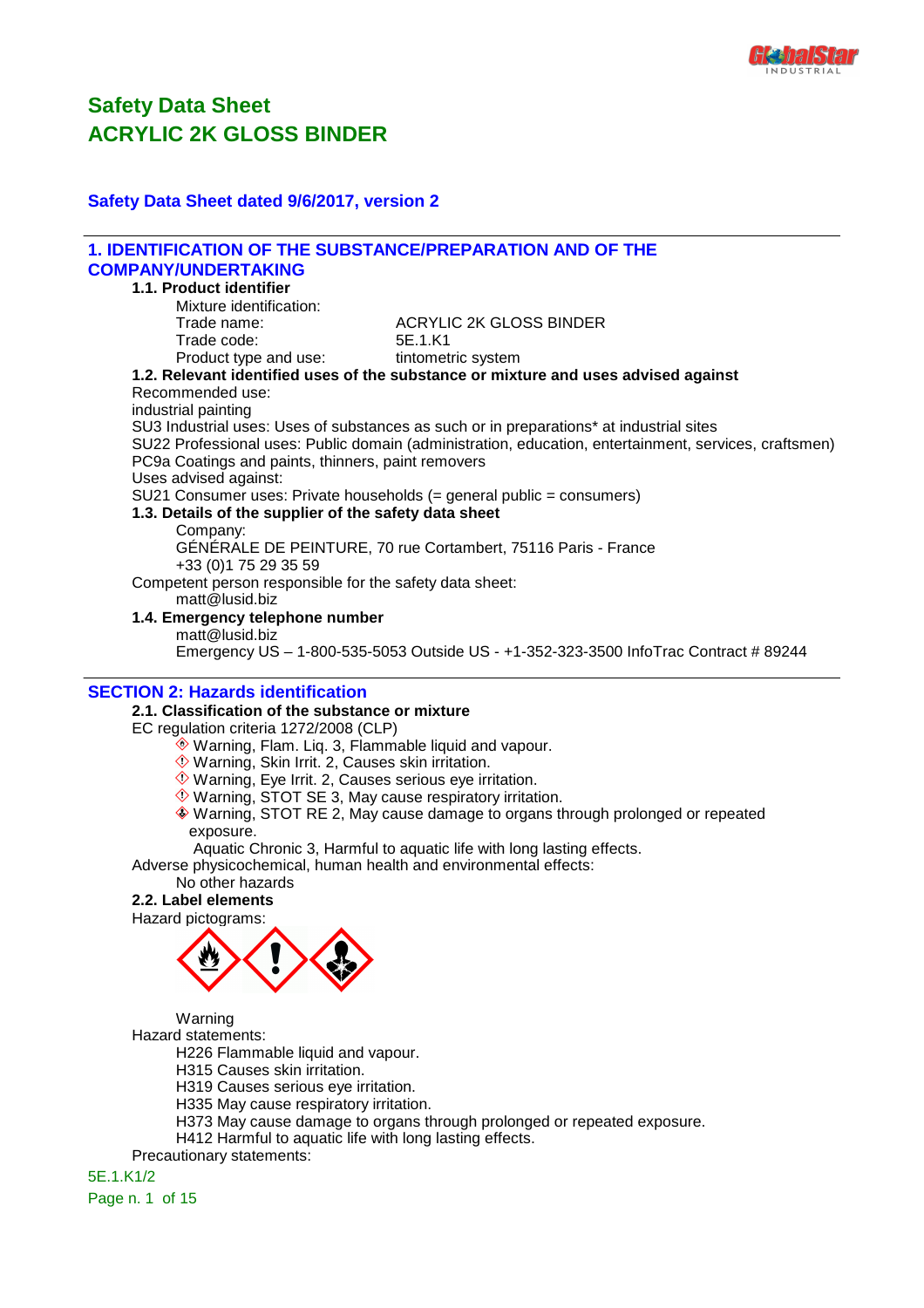# Safety Data Sheet
# ACRYLIC 2K GLOSS BINDER

**Safety Data Sheet dated 9/6/2017, version 2**

## 1. IDENTIFICATION OF THE SUBSTANCE/PREPARATION AND OF THE COMPANY/UNDERTAKING

### 1.1. Product identifier

Mixture identification:

Trade name: ACRYLIC 2K GLOSS BINDER
Trade code: 5E.1.K1
Product type and use: tintometric system

### 1.2. Relevant identified uses of the substance or mixture and uses advised against

Recommended use:
industrial painting
SU3 Industrial uses: Uses of substances as such or in preparations* at industrial sites
SU22 Professional uses: Public domain (administration, education, entertainment, services, craftsmen)
PC9a Coatings and paints, thinners, paint removers
Uses advised against:
SU21 Consumer uses: Private households (= general public = consumers)

### 1.3. Details of the supplier of the safety data sheet

Company:
GÉNÉRALE DE PEINTURE, 70 rue Cortambert, 75116 Paris - France
+33 (0)1 75 29 35 59

Competent person responsible for the safety data sheet:
matt@lusid.biz

### 1.4. Emergency telephone number

matt@lusid.biz
Emergency US – 1-800-535-5053 Outside US - +1-352-323-3500 InfoTrac Contract # 89244

## SECTION 2: Hazards identification

### 2.1. Classification of the substance or mixture

EC regulation criteria 1272/2008 (CLP)

- Warning, Flam. Liq. 3, Flammable liquid and vapour.
- Warning, Skin Irrit. 2, Causes skin irritation.
- Warning, Eye Irrit. 2, Causes serious eye irritation.
- Warning, STOT SE 3, May cause respiratory irritation.
- Warning, STOT RE 2, May cause damage to organs through prolonged or repeated exposure.
- Aquatic Chronic 3, Harmful to aquatic life with long lasting effects.

Adverse physicochemical, human health and environmental effects:
No other hazards

### 2.2. Label elements

Hazard pictograms:

Warning

Hazard statements:

H226 Flammable liquid and vapour.
H315 Causes skin irritation.
H319 Causes serious eye irritation.
H335 May cause respiratory irritation.
H373 May cause damage to organs through prolonged or repeated exposure.
H412 Harmful to aquatic life with long lasting effects.

Precautionary statements:

5E.1.K1/2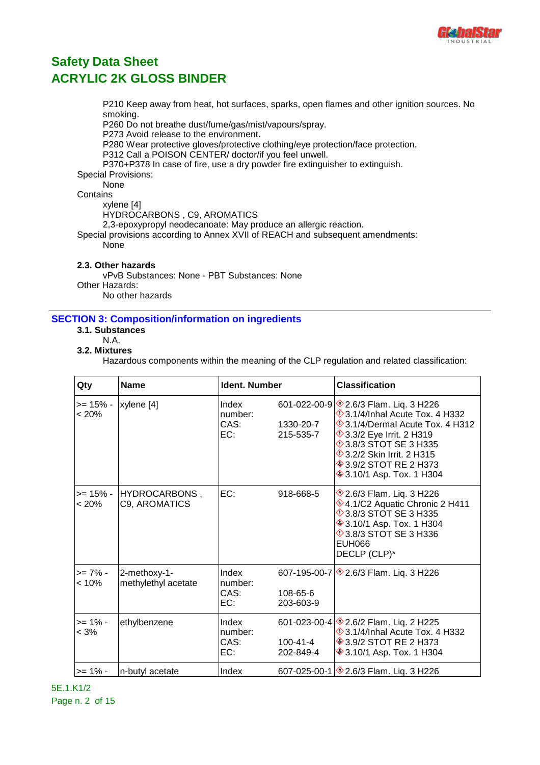P210 Keep away from heat, hot surfaces, sparks, open flames and other ignition sources. No smoking.
P260 Do not breathe dust/fume/gas/mist/vapours/spray.
P273 Avoid release to the environment.
P280 Wear protective gloves/protective clothing/eye protection/face protection.
P312 Call a POISON CENTER/ doctor/if you feel unwell.
P370+P378 In case of fire, use a dry powder fire extinguisher to extinguish.

Special Provisions:
None

Contains
xylene [4]
HYDROCARBONS , C9, AROMATICS
2,3-epoxypropyl neodecanoate: May produce an allergic reaction.

Special provisions according to Annex XVII of REACH and subsequent amendments:
None

**2.3. Other hazards**

vPvB Substances: None - PBT Substances: None

Other Hazards:
No other hazards

## SECTION 3: Composition/information on ingredients

**3.1. Substances**

N.A.

**3.2. Mixtures**

Hazardous components within the meaning of the CLP regulation and related classification:

| Qty | Name | Ident. Number | | Classification |
|---|---|---|---|---|
| >= 15% - < 20% | xylene [4] | Index number:<br>CAS:<br>EC: | 601-022-00-9<br>1330-20-7<br>215-535-7 | 2.6/3 Flam. Liq. 3 H226<br>3.1/4/Inhal Acute Tox. 4 H332<br>3.1/4/Dermal Acute Tox. 4 H312<br>3.3/2 Eye Irrit. 2 H319<br>3.8/3 STOT SE 3 H335<br>3.2/2 Skin Irrit. 2 H315<br>3.9/2 STOT RE 2 H373<br>3.10/1 Asp. Tox. 1 H304 |
| >= 15% - < 20% | HYDROCARBONS , C9, AROMATICS | EC: | 918-668-5 | 2.6/3 Flam. Liq. 3 H226<br>4.1/C2 Aquatic Chronic 2 H411<br>3.8/3 STOT SE 3 H335<br>3.10/1 Asp. Tox. 1 H304<br>3.8/3 STOT SE 3 H336<br>EUH066<br>DECLP (CLP)* |
| >= 7% - < 10% | 2-methoxy-1-methylethyl acetate | Index number:<br>CAS:<br>EC: | 607-195-00-7<br>108-65-6<br>203-603-9 | 2.6/3 Flam. Liq. 3 H226 |
| >= 1% - < 3% | ethylbenzene | Index number:<br>CAS:<br>EC: | 601-023-00-4<br>100-41-4<br>202-849-4 | 2.6/2 Flam. Liq. 2 H225<br>3.1/4/Inhal Acute Tox. 4 H332<br>3.9/2 STOT RE 2 H373<br>3.10/1 Asp. Tox. 1 H304 |
| >= 1% - | n-butyl acetate | Index | 607-025-00-1 | 2.6/3 Flam. Liq. 3 H226 |

5E.1.K1/2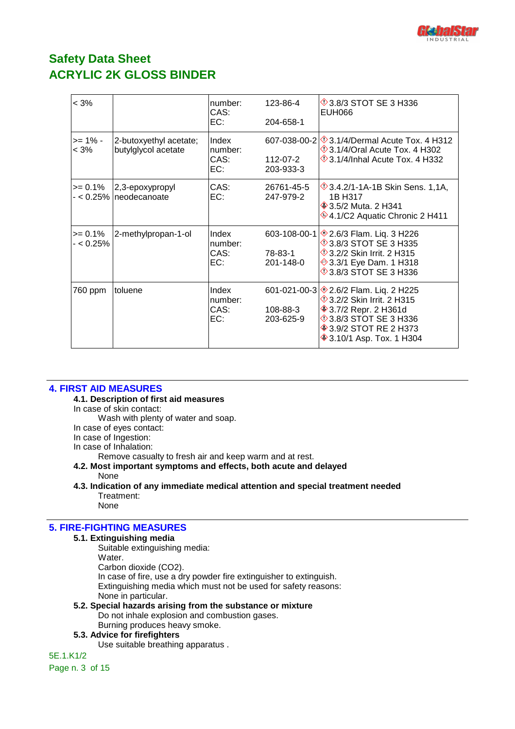# Safety Data Sheet
# ACRYLIC 2K GLOSS BINDER

| | | | | |
|---|---|---|---|---|
| < 3% | | number:<br>CAS:<br>EC: | 123-86-4<br><br>204-658-1 | 3.8/3 STOT SE 3 H336<br>EUH066 |
| >= 1% - < 3% | 2-butoxyethyl acetate; butylglycol acetate | Index number:<br>CAS:<br>EC: | 607-038-00-2<br><br>112-07-2<br>203-933-3 | 3.1/4/Dermal Acute Tox. 4 H312<br>3.1/4/Oral Acute Tox. 4 H302<br>3.1/4/Inhal Acute Tox. 4 H332 |
| >= 0.1% - < 0.25% | 2,3-epoxypropyl neodecanoate | CAS:<br>EC: | 26761-45-5<br>247-979-2 | 3.4.2/1-1A-1B Skin Sens. 1,1A, 1B H317<br>3.5/2 Muta. 2 H341<br>4.1/C2 Aquatic Chronic 2 H411 |
| >= 0.1% - < 0.25% | 2-methylpropan-1-ol | Index number:<br>CAS:<br>EC: | 603-108-00-1<br><br>78-83-1<br>201-148-0 | 2.6/3 Flam. Liq. 3 H226<br>3.8/3 STOT SE 3 H335<br>3.2/2 Skin Irrit. 2 H315<br>3.3/1 Eye Dam. 1 H318<br>3.8/3 STOT SE 3 H336 |
| 760 ppm | toluene | Index number:<br>CAS:<br>EC: | 601-021-00-3<br><br>108-88-3<br>203-625-9 | 2.6/2 Flam. Liq. 2 H225<br>3.2/2 Skin Irrit. 2 H315<br>3.7/2 Repr. 2 H361d<br>3.8/3 STOT SE 3 H336<br>3.9/2 STOT RE 2 H373<br>3.10/1 Asp. Tox. 1 H304 |

## 4. FIRST AID MEASURES

**4.1. Description of first aid measures**

In case of skin contact:

Wash with plenty of water and soap.

In case of eyes contact:

In case of Ingestion:

In case of Inhalation:

Remove casualty to fresh air and keep warm and at rest.

**4.2. Most important symptoms and effects, both acute and delayed**

None

**4.3. Indication of any immediate medical attention and special treatment needed**

Treatment:

None

## 5. FIRE-FIGHTING MEASURES

**5.1. Extinguishing media**

Suitable extinguishing media:

Water.

Carbon dioxide ($CO_2$).

In case of fire, use a dry powder fire extinguisher to extinguish.

Extinguishing media which must not be used for safety reasons:

None in particular.

**5.2. Special hazards arising from the substance or mixture**

Do not inhale explosion and combustion gases.

Burning produces heavy smoke.

**5.3. Advice for firefighters**

Use suitable breathing apparatus .

5E.1.K1/2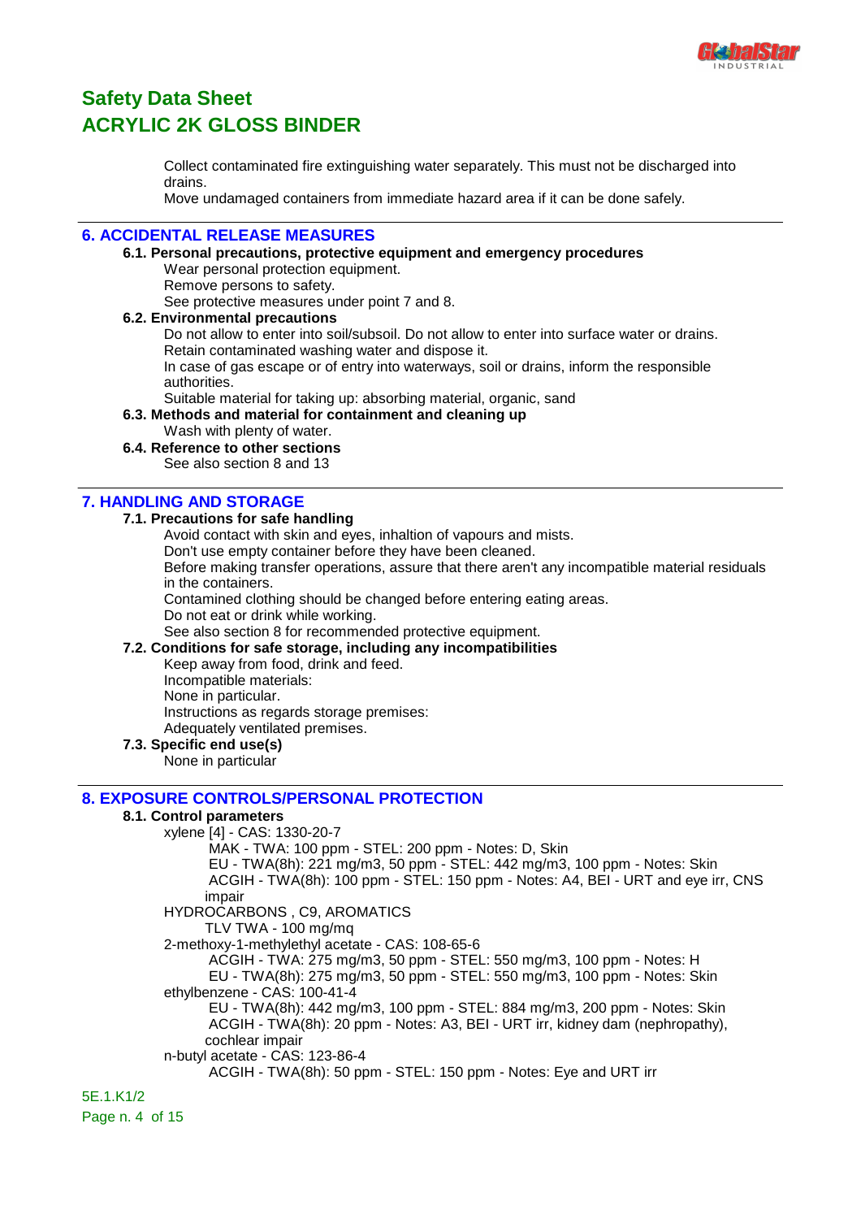Collect contaminated fire extinguishing water separately. This must not be discharged into drains.
Move undamaged containers from immediate hazard area if it can be done safely.

## 6. ACCIDENTAL RELEASE MEASURES

### 6.1. Personal precautions, protective equipment and emergency procedures

Wear personal protection equipment.
Remove persons to safety.
See protective measures under point 7 and 8.

### 6.2. Environmental precautions

Do not allow to enter into soil/subsoil. Do not allow to enter into surface water or drains.
Retain contaminated washing water and dispose it.
In case of gas escape or of entry into waterways, soil or drains, inform the responsible authorities.
Suitable material for taking up: absorbing material, organic, sand

### 6.3. Methods and material for containment and cleaning up

Wash with plenty of water.

### 6.4. Reference to other sections

See also section 8 and 13

## 7. HANDLING AND STORAGE

### 7.1. Precautions for safe handling

Avoid contact with skin and eyes, inhaltion of vapours and mists.
Don't use empty container before they have been cleaned.
Before making transfer operations, assure that there aren't any incompatible material residuals in the containers.
Contamined clothing should be changed before entering eating areas.
Do not eat or drink while working.
See also section 8 for recommended protective equipment.

### 7.2. Conditions for safe storage, including any incompatibilities

Keep away from food, drink and feed.
Incompatible materials:
None in particular.
Instructions as regards storage premises:
Adequately ventilated premises.

### 7.3. Specific end use(s)

None in particular

## 8. EXPOSURE CONTROLS/PERSONAL PROTECTION

### 8.1. Control parameters

xylene [4] - CAS: 1330-20-7
- MAK - TWA: 100 ppm - STEL: 200 ppm - Notes: D, Skin
- EU - TWA(8h): 221 mg/m3, 50 ppm - STEL: 442 mg/m3, 100 ppm - Notes: Skin
- ACGIH - TWA(8h): 100 ppm - STEL: 150 ppm - Notes: A4, BEI - URT and eye irr, CNS impair

HYDROCARBONS , C9, AROMATICS
- TLV TWA - 100 mg/mq

2-methoxy-1-methylethyl acetate - CAS: 108-65-6
- ACGIH - TWA: 275 mg/m3, 50 ppm - STEL: 550 mg/m3, 100 ppm - Notes: H
- EU - TWA(8h): 275 mg/m3, 50 ppm - STEL: 550 mg/m3, 100 ppm - Notes: Skin

ethylbenzene - CAS: 100-41-4
- EU - TWA(8h): 442 mg/m3, 100 ppm - STEL: 884 mg/m3, 200 ppm - Notes: Skin
- ACGIH - TWA(8h): 20 ppm - Notes: A3, BEI - URT irr, kidney dam (nephropathy), cochlear impair

n-butyl acetate - CAS: 123-86-4
- ACGIH - TWA(8h): 50 ppm - STEL: 150 ppm - Notes: Eye and URT irr

5E.1.K1/2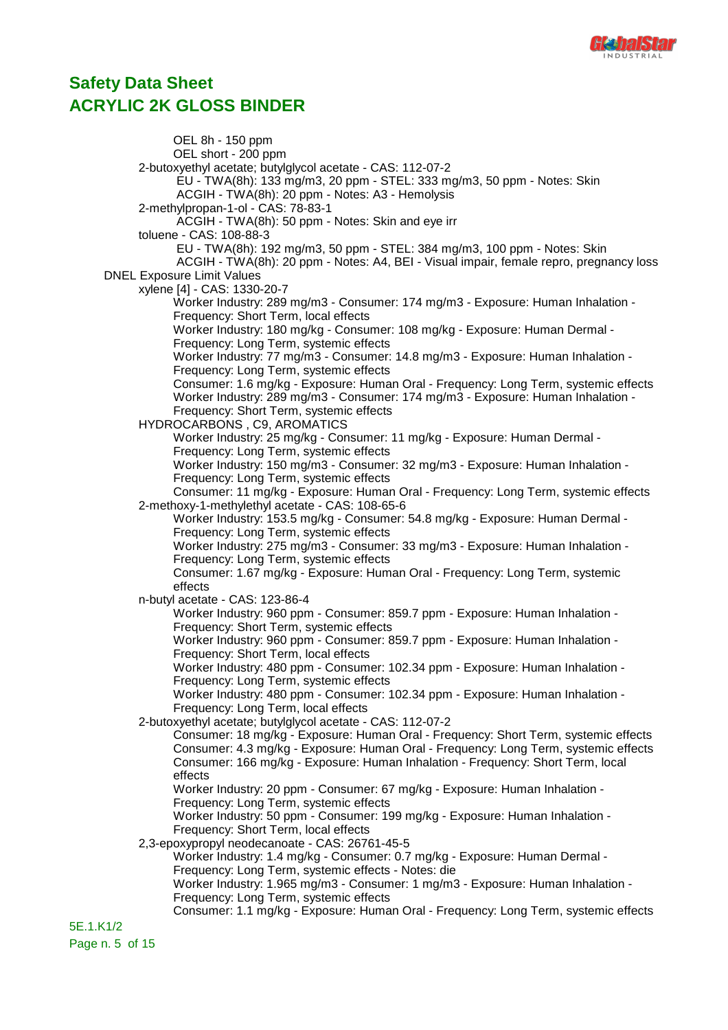OEL 8h - 150 ppm
OEL short - 200 ppm

- 2-butoxyethyl acetate; butylglycol acetate - CAS: 112-07-2
  - EU - TWA(8h): 133 mg/m3, 20 ppm - STEL: 333 mg/m3, 50 ppm - Notes: Skin
  - ACGIH - TWA(8h): 20 ppm - Notes: A3 - Hemolysis
- 2-methylpropan-1-ol - CAS: 78-83-1
  - ACGIH - TWA(8h): 50 ppm - Notes: Skin and eye irr
- toluene - CAS: 108-88-3
  - EU - TWA(8h): 192 mg/m3, 50 ppm - STEL: 384 mg/m3, 100 ppm - Notes: Skin
  - ACGIH - TWA(8h): 20 ppm - Notes: A4, BEI - Visual impair, female repro, pregnancy loss

DNEL Exposure Limit Values

- xylene [4] - CAS: 1330-20-7
  - Worker Industry: 289 mg/m3 - Consumer: 174 mg/m3 - Exposure: Human Inhalation - Frequency: Short Term, local effects
  - Worker Industry: 180 mg/kg - Consumer: 108 mg/kg - Exposure: Human Dermal - Frequency: Long Term, systemic effects
  - Worker Industry: 77 mg/m3 - Consumer: 14.8 mg/m3 - Exposure: Human Inhalation - Frequency: Long Term, systemic effects
  - Consumer: 1.6 mg/kg - Exposure: Human Oral - Frequency: Long Term, systemic effects
  - Worker Industry: 289 mg/m3 - Consumer: 174 mg/m3 - Exposure: Human Inhalation - Frequency: Short Term, systemic effects
- HYDROCARBONS , C9, AROMATICS
  - Worker Industry: 25 mg/kg - Consumer: 11 mg/kg - Exposure: Human Dermal - Frequency: Long Term, systemic effects
  - Worker Industry: 150 mg/m3 - Consumer: 32 mg/m3 - Exposure: Human Inhalation - Frequency: Long Term, systemic effects
  - Consumer: 11 mg/kg - Exposure: Human Oral - Frequency: Long Term, systemic effects
- 2-methoxy-1-methylethyl acetate - CAS: 108-65-6
  - Worker Industry: 153.5 mg/kg - Consumer: 54.8 mg/kg - Exposure: Human Dermal - Frequency: Long Term, systemic effects
  - Worker Industry: 275 mg/m3 - Consumer: 33 mg/m3 - Exposure: Human Inhalation - Frequency: Long Term, systemic effects
  - Consumer: 1.67 mg/kg - Exposure: Human Oral - Frequency: Long Term, systemic effects
- n-butyl acetate - CAS: 123-86-4
  - Worker Industry: 960 ppm - Consumer: 859.7 ppm - Exposure: Human Inhalation - Frequency: Short Term, systemic effects
  - Worker Industry: 960 ppm - Consumer: 859.7 ppm - Exposure: Human Inhalation - Frequency: Short Term, local effects
  - Worker Industry: 480 ppm - Consumer: 102.34 ppm - Exposure: Human Inhalation - Frequency: Long Term, systemic effects
  - Worker Industry: 480 ppm - Consumer: 102.34 ppm - Exposure: Human Inhalation - Frequency: Long Term, local effects
- 2-butoxyethyl acetate; butylglycol acetate - CAS: 112-07-2
  - Consumer: 18 mg/kg - Exposure: Human Oral - Frequency: Short Term, systemic effects
  - Consumer: 4.3 mg/kg - Exposure: Human Oral - Frequency: Long Term, systemic effects
  - Consumer: 166 mg/kg - Exposure: Human Inhalation - Frequency: Short Term, local effects
  - Worker Industry: 20 ppm - Consumer: 67 mg/kg - Exposure: Human Inhalation - Frequency: Long Term, systemic effects
  - Worker Industry: 50 ppm - Consumer: 199 mg/kg - Exposure: Human Inhalation - Frequency: Short Term, local effects
- 2,3-epoxypropyl neodecanoate - CAS: 26761-45-5
  - Worker Industry: 1.4 mg/kg - Consumer: 0.7 mg/kg - Exposure: Human Dermal - Frequency: Long Term, systemic effects - Notes: die
  - Worker Industry: 1.965 mg/m3 - Consumer: 1 mg/m3 - Exposure: Human Inhalation - Frequency: Long Term, systemic effects
  - Consumer: 1.1 mg/kg - Exposure: Human Oral - Frequency: Long Term, systemic effects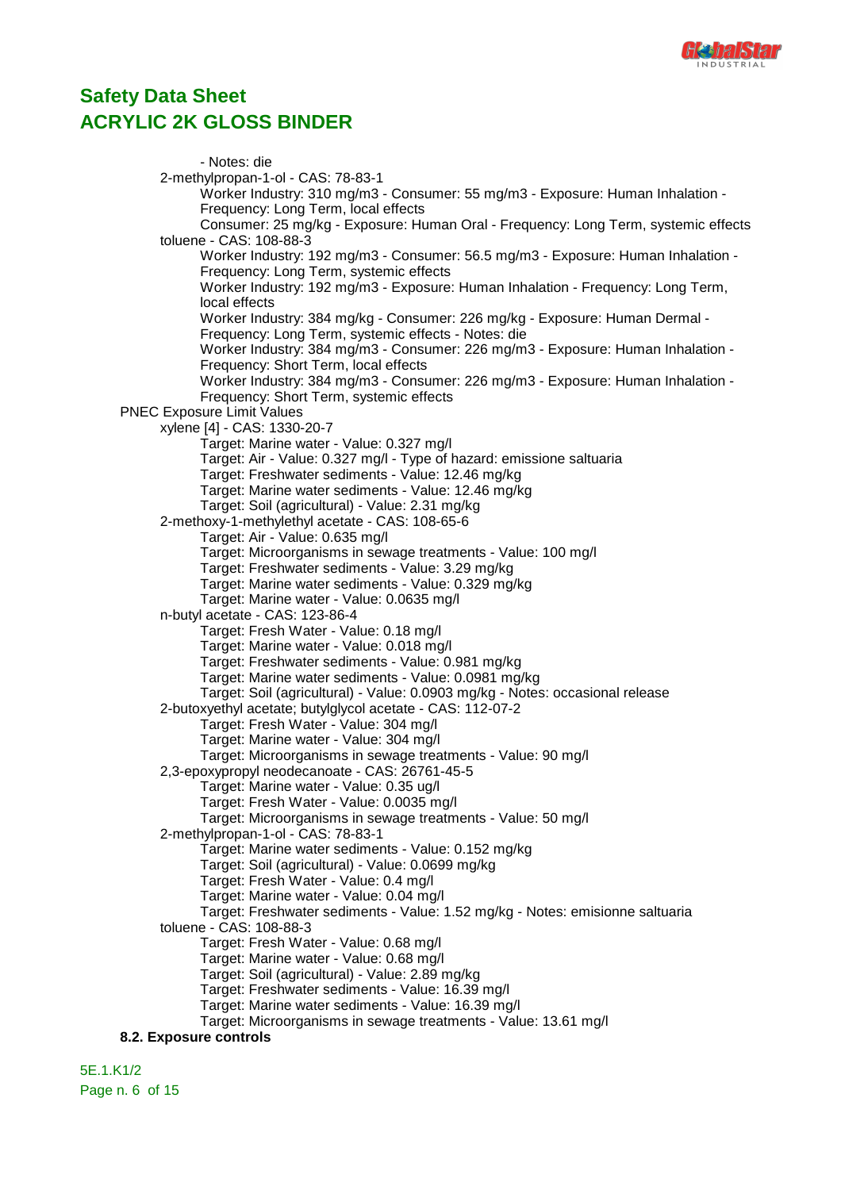- Notes: die

2-methylpropan-1-ol - CAS: 78-83-1

Worker Industry: 310 mg/m3 - Consumer: 55 mg/m3 - Exposure: Human Inhalation - Frequency: Long Term, local effects

Consumer: 25 mg/kg - Exposure: Human Oral - Frequency: Long Term, systemic effects

toluene - CAS: 108-88-3

Worker Industry: 192 mg/m3 - Consumer: 56.5 mg/m3 - Exposure: Human Inhalation - Frequency: Long Term, systemic effects

Worker Industry: 192 mg/m3 - Exposure: Human Inhalation - Frequency: Long Term, local effects

Worker Industry: 384 mg/kg - Consumer: 226 mg/kg - Exposure: Human Dermal - Frequency: Long Term, systemic effects - Notes: die

Worker Industry: 384 mg/m3 - Consumer: 226 mg/m3 - Exposure: Human Inhalation - Frequency: Short Term, local effects

Worker Industry: 384 mg/m3 - Consumer: 226 mg/m3 - Exposure: Human Inhalation - Frequency: Short Term, systemic effects

PNEC Exposure Limit Values

xylene [4] - CAS: 1330-20-7

Target: Marine water - Value: 0.327 mg/l

Target: Air - Value: 0.327 mg/l - Type of hazard: emissione saltuaria

Target: Freshwater sediments - Value: 12.46 mg/kg

Target: Marine water sediments - Value: 12.46 mg/kg

Target: Soil (agricultural) - Value: 2.31 mg/kg

2-methoxy-1-methylethyl acetate - CAS: 108-65-6

Target: Air - Value: 0.635 mg/l

Target: Microorganisms in sewage treatments - Value: 100 mg/l

Target: Freshwater sediments - Value: 3.29 mg/kg

Target: Marine water sediments - Value: 0.329 mg/kg

Target: Marine water - Value: 0.0635 mg/l

n-butyl acetate - CAS: 123-86-4

Target: Fresh Water - Value: 0.18 mg/l

Target: Marine water - Value: 0.018 mg/l

Target: Freshwater sediments - Value: 0.981 mg/kg

Target: Marine water sediments - Value: 0.0981 mg/kg

Target: Soil (agricultural) - Value: 0.0903 mg/kg - Notes: occasional release

2-butoxyethyl acetate; butylglycol acetate - CAS: 112-07-2

Target: Fresh Water - Value: 304 mg/l

Target: Marine water - Value: 304 mg/l

Target: Microorganisms in sewage treatments - Value: 90 mg/l

2,3-epoxypropyl neodecanoate - CAS: 26761-45-5

Target: Marine water - Value: 0.35 ug/l

Target: Fresh Water - Value: 0.0035 mg/l

Target: Microorganisms in sewage treatments - Value: 50 mg/l

2-methylpropan-1-ol - CAS: 78-83-1

Target: Marine water sediments - Value: 0.152 mg/kg

Target: Soil (agricultural) - Value: 0.0699 mg/kg

Target: Fresh Water - Value: 0.4 mg/l

Target: Marine water - Value: 0.04 mg/l

Target: Freshwater sediments - Value: 1.52 mg/kg - Notes: emisionne saltuaria

toluene - CAS: 108-88-3

Target: Fresh Water - Value: 0.68 mg/l

Target: Marine water - Value: 0.68 mg/l

Target: Soil (agricultural) - Value: 2.89 mg/kg

Target: Freshwater sediments - Value: 16.39 mg/l

Target: Marine water sediments - Value: 16.39 mg/l

Target: Microorganisms in sewage treatments - Value: 13.61 mg/l

**8.2. Exposure controls**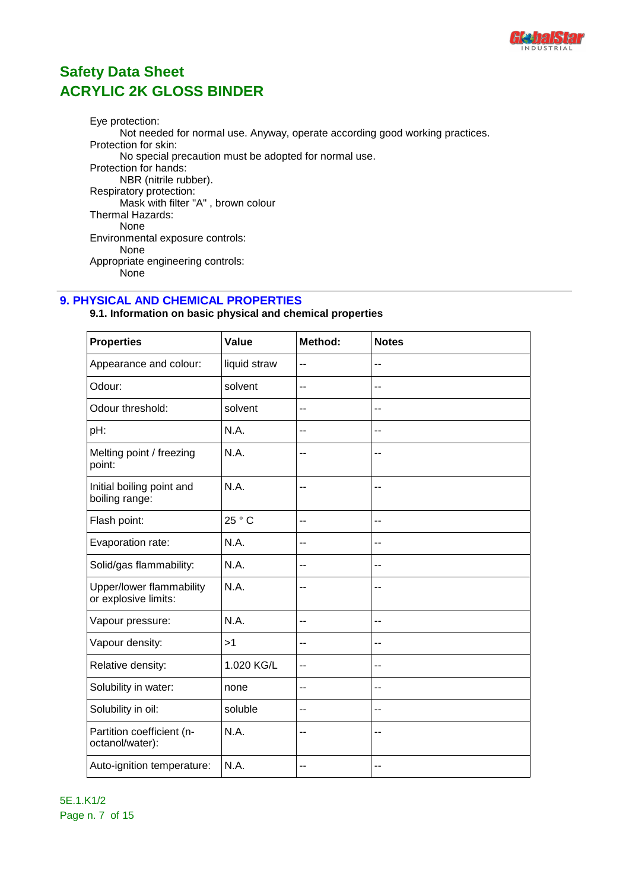Eye protection:

Not needed for normal use. Anyway, operate according good working practices.

Protection for skin:

No special precaution must be adopted for normal use.

Protection for hands:

NBR (nitrile rubber).

Respiratory protection:

Mask with filter "A" , brown colour

Thermal Hazards:

None

Environmental exposure controls:

None

Appropriate engineering controls:

None

## 9. PHYSICAL AND CHEMICAL PROPERTIES

### 9.1. Information on basic physical and chemical properties

| Properties | Value | Method: | Notes |
|---|---|---|---|
| Appearance and colour: | liquid straw | -- | -- |
| Odour: | solvent | -- | -- |
| Odour threshold: | solvent | -- | -- |
| pH: | N.A. | -- | -- |
| Melting point / freezing point: | N.A. | -- | -- |
| Initial boiling point and boiling range: | N.A. | -- | -- |
| Flash point: | 25 ° C | -- | -- |
| Evaporation rate: | N.A. | -- | -- |
| Solid/gas flammability: | N.A. | -- | -- |
| Upper/lower flammability or explosive limits: | N.A. | -- | -- |
| Vapour pressure: | N.A. | -- | -- |
| Vapour density: | >1 | -- | -- |
| Relative density: | 1.020 KG/L | -- | -- |
| Solubility in water: | none | -- | -- |
| Solubility in oil: | soluble | -- | -- |
| Partition coefficient (n-octanol/water): | N.A. | -- | -- |
| Auto-ignition temperature: | N.A. | -- | -- |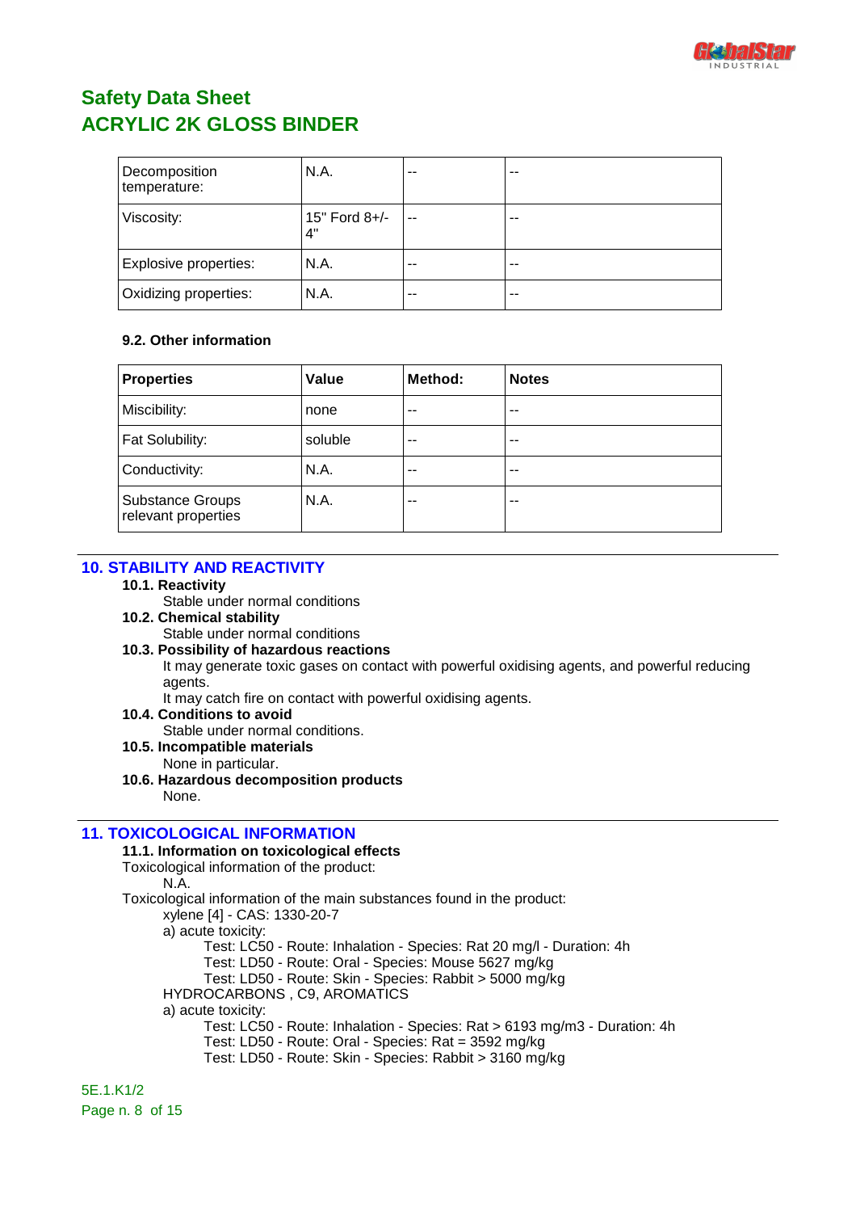# Safety Data Sheet
# ACRYLIC 2K GLOSS BINDER

| | | | |
|---|---|---|---|
| Decomposition temperature: | N.A. | -- | -- |
| Viscosity: | 15" Ford 8+/- 4" | -- | -- |
| Explosive properties: | N.A. | -- | -- |
| Oxidizing properties: | N.A. | -- | -- |

**9.2. Other information**

| Properties | Value | Method: | Notes |
|---|---|---|---|
| Miscibility: | none | -- | -- |
| Fat Solubility: | soluble | -- | -- |
| Conductivity: | N.A. | -- | -- |
| Substance Groups relevant properties | N.A. | -- | -- |

## 10. STABILITY AND REACTIVITY

**10.1. Reactivity**

Stable under normal conditions

**10.2. Chemical stability**

Stable under normal conditions

**10.3. Possibility of hazardous reactions**

It may generate toxic gases on contact with powerful oxidising agents, and powerful reducing agents.

It may catch fire on contact with powerful oxidising agents.

**10.4. Conditions to avoid**

Stable under normal conditions.

**10.5. Incompatible materials**

None in particular.

**10.6. Hazardous decomposition products**

None.

## 11. TOXICOLOGICAL INFORMATION

**11.1. Information on toxicological effects**

Toxicological information of the product:

N.A.

Toxicological information of the main substances found in the product:

xylene [4] - CAS: 1330-20-7

a) acute toxicity:

Test: LC50 - Route: Inhalation - Species: Rat 20 mg/l - Duration: 4h

Test: LD50 - Route: Oral - Species: Mouse 5627 mg/kg

Test: LD50 - Route: Skin - Species: Rabbit > 5000 mg/kg

HYDROCARBONS , C9, AROMATICS

a) acute toxicity:

Test: LC50 - Route: Inhalation - Species: Rat > 6193 mg/m3 - Duration: 4h

Test: LD50 - Route: Oral - Species: Rat = 3592 mg/kg

Test: LD50 - Route: Skin - Species: Rabbit > 3160 mg/kg

5E.1.K1/2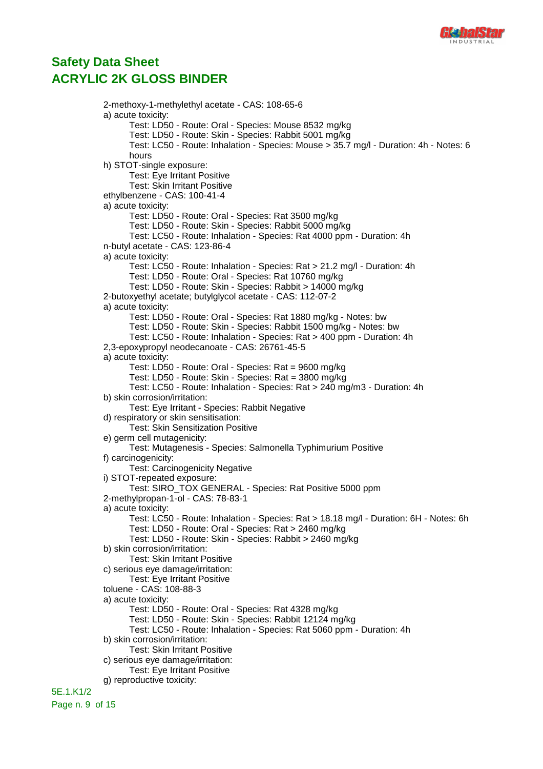2-methoxy-1-methylethyl acetate - CAS: 108-65-6

a) acute toxicity:

- Test: LD50 - Route: Oral - Species: Mouse 8532 mg/kg
- Test: LD50 - Route: Skin - Species: Rabbit 5001 mg/kg
- Test: LC50 - Route: Inhalation - Species: Mouse > 35.7 mg/l - Duration: 4h - Notes: 6 hours

h) STOT-single exposure:

- Test: Eye Irritant Positive
- Test: Skin Irritant Positive

ethylbenzene - CAS: 100-41-4

a) acute toxicity:

- Test: LD50 - Route: Oral - Species: Rat 3500 mg/kg
- Test: LD50 - Route: Skin - Species: Rabbit 5000 mg/kg
- Test: LC50 - Route: Inhalation - Species: Rat 4000 ppm - Duration: 4h

n-butyl acetate - CAS: 123-86-4

a) acute toxicity:

- Test: LC50 - Route: Inhalation - Species: Rat > 21.2 mg/l - Duration: 4h
- Test: LD50 - Route: Oral - Species: Rat 10760 mg/kg
- Test: LD50 - Route: Skin - Species: Rabbit > 14000 mg/kg

2-butoxyethyl acetate; butylglycol acetate - CAS: 112-07-2

a) acute toxicity:

- Test: LD50 - Route: Oral - Species: Rat 1880 mg/kg - Notes: bw
- Test: LD50 - Route: Skin - Species: Rabbit 1500 mg/kg - Notes: bw
- Test: LC50 - Route: Inhalation - Species: Rat > 400 ppm - Duration: 4h

2,3-epoxypropyl neodecanoate - CAS: 26761-45-5

a) acute toxicity:

- Test: LD50 - Route: Oral - Species: Rat = 9600 mg/kg
- Test: LD50 - Route: Skin - Species: Rat = 3800 mg/kg
- Test: LC50 - Route: Inhalation - Species: Rat > 240 mg/m3 - Duration: 4h

b) skin corrosion/irritation:

- Test: Eye Irritant - Species: Rabbit Negative

d) respiratory or skin sensitisation:

- Test: Skin Sensitization Positive

e) germ cell mutagenicity:

- Test: Mutagenesis - Species: Salmonella Typhimurium Positive

f) carcinogenicity:

- Test: Carcinogenicity Negative

i) STOT-repeated exposure:

- Test: SIRO_TOX GENERAL - Species: Rat Positive 5000 ppm

2-methylpropan-1-ol - CAS: 78-83-1

a) acute toxicity:

- Test: LC50 - Route: Inhalation - Species: Rat > 18.18 mg/l - Duration: 6H - Notes: 6h
- Test: LD50 - Route: Oral - Species: Rat > 2460 mg/kg
- Test: LD50 - Route: Skin - Species: Rabbit > 2460 mg/kg

b) skin corrosion/irritation:

- Test: Skin Irritant Positive

c) serious eye damage/irritation:

- Test: Eye Irritant Positive

toluene - CAS: 108-88-3

a) acute toxicity:

- Test: LD50 - Route: Oral - Species: Rat 4328 mg/kg
- Test: LD50 - Route: Skin - Species: Rabbit 12124 mg/kg
- Test: LC50 - Route: Inhalation - Species: Rat 5060 ppm - Duration: 4h

b) skin corrosion/irritation:

- Test: Skin Irritant Positive

c) serious eye damage/irritation:

- Test: Eye Irritant Positive

g) reproductive toxicity: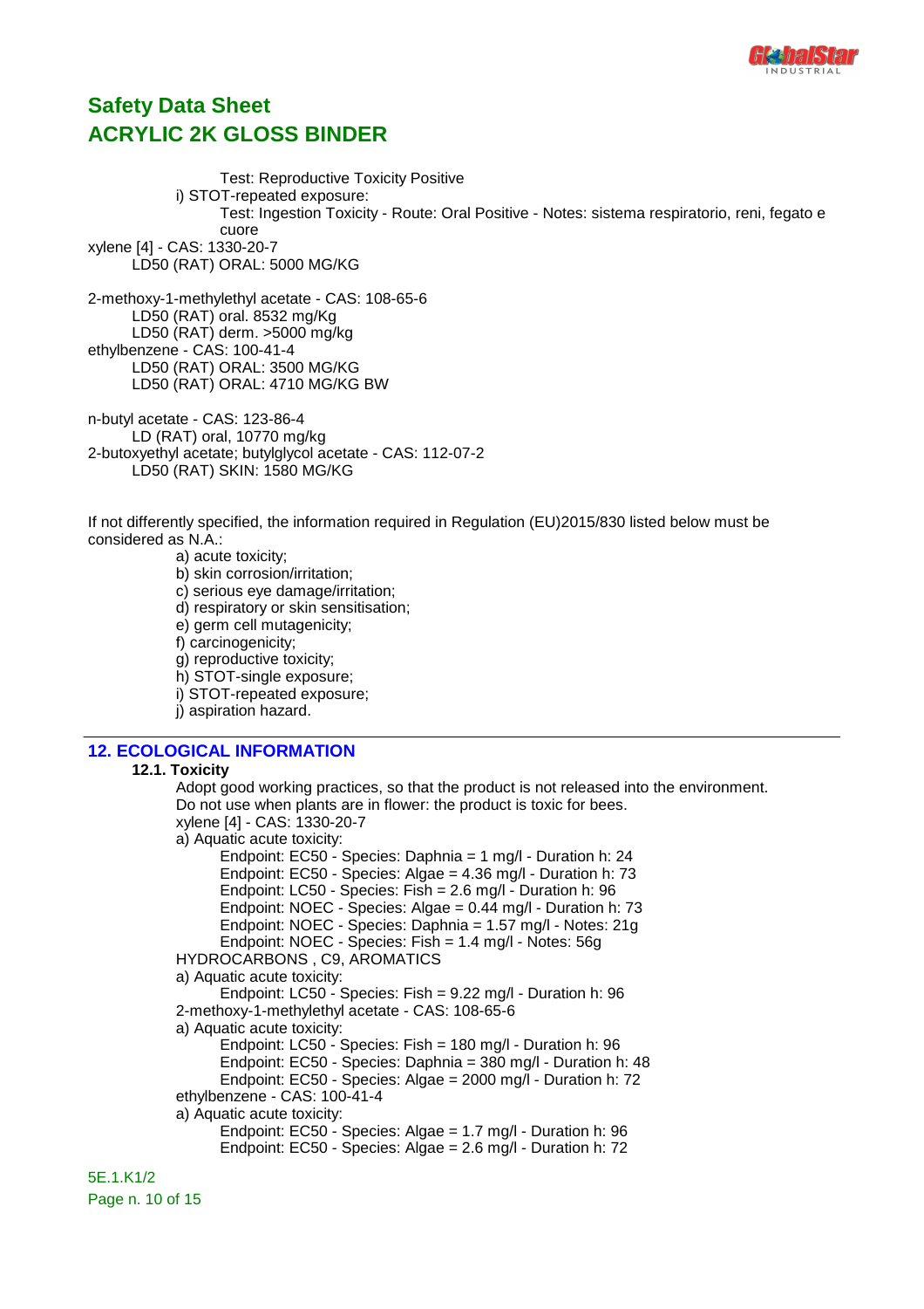Test: Reproductive Toxicity Positive

i) STOT-repeated exposure:

Test: Ingestion Toxicity - Route: Oral Positive - Notes: sistema respiratorio, reni, fegato e cuore

xylene [4] - CAS: 1330-20-7

LD50 (RAT) ORAL: 5000 MG/KG

2-methoxy-1-methylethyl acetate - CAS: 108-65-6

LD50 (RAT) oral. 8532 mg/Kg

LD50 (RAT) derm. >5000 mg/kg

ethylbenzene - CAS: 100-41-4

LD50 (RAT) ORAL: 3500 MG/KG

LD50 (RAT) ORAL: 4710 MG/KG BW

n-butyl acetate - CAS: 123-86-4

LD (RAT) oral, 10770 mg/kg

2-butoxyethyl acetate; butylglycol acetate - CAS: 112-07-2

LD50 (RAT) SKIN: 1580 MG/KG

If not differently specified, the information required in Regulation (EU)2015/830 listed below must be considered as N.A.:

a) acute toxicity;
b) skin corrosion/irritation;
c) serious eye damage/irritation;
d) respiratory or skin sensitisation;
e) germ cell mutagenicity;
f) carcinogenicity;
g) reproductive toxicity;
h) STOT-single exposure;
i) STOT-repeated exposure;
j) aspiration hazard.

## 12. ECOLOGICAL INFORMATION

### 12.1. Toxicity

Adopt good working practices, so that the product is not released into the environment.
Do not use when plants are in flower: the product is toxic for bees.

xylene [4] - CAS: 1330-20-7

a) Aquatic acute toxicity:

Endpoint: EC50 - Species: Daphnia = 1 mg/l - Duration h: 24
Endpoint: EC50 - Species: Algae = 4.36 mg/l - Duration h: 73
Endpoint: LC50 - Species: Fish = 2.6 mg/l - Duration h: 96
Endpoint: NOEC - Species: Algae = 0.44 mg/l - Duration h: 73
Endpoint: NOEC - Species: Daphnia = 1.57 mg/l - Notes: 21g
Endpoint: NOEC - Species: Fish = 1.4 mg/l - Notes: 56g

HYDROCARBONS , C9, AROMATICS

a) Aquatic acute toxicity:

Endpoint: LC50 - Species: Fish = 9.22 mg/l - Duration h: 96

2-methoxy-1-methylethyl acetate - CAS: 108-65-6

a) Aquatic acute toxicity:

Endpoint: LC50 - Species: Fish = 180 mg/l - Duration h: 96
Endpoint: EC50 - Species: Daphnia = 380 mg/l - Duration h: 48
Endpoint: EC50 - Species: Algae = 2000 mg/l - Duration h: 72

ethylbenzene - CAS: 100-41-4

a) Aquatic acute toxicity:

Endpoint: EC50 - Species: Algae = 1.7 mg/l - Duration h: 96
Endpoint: EC50 - Species: Algae = 2.6 mg/l - Duration h: 72

5E.1.K1/2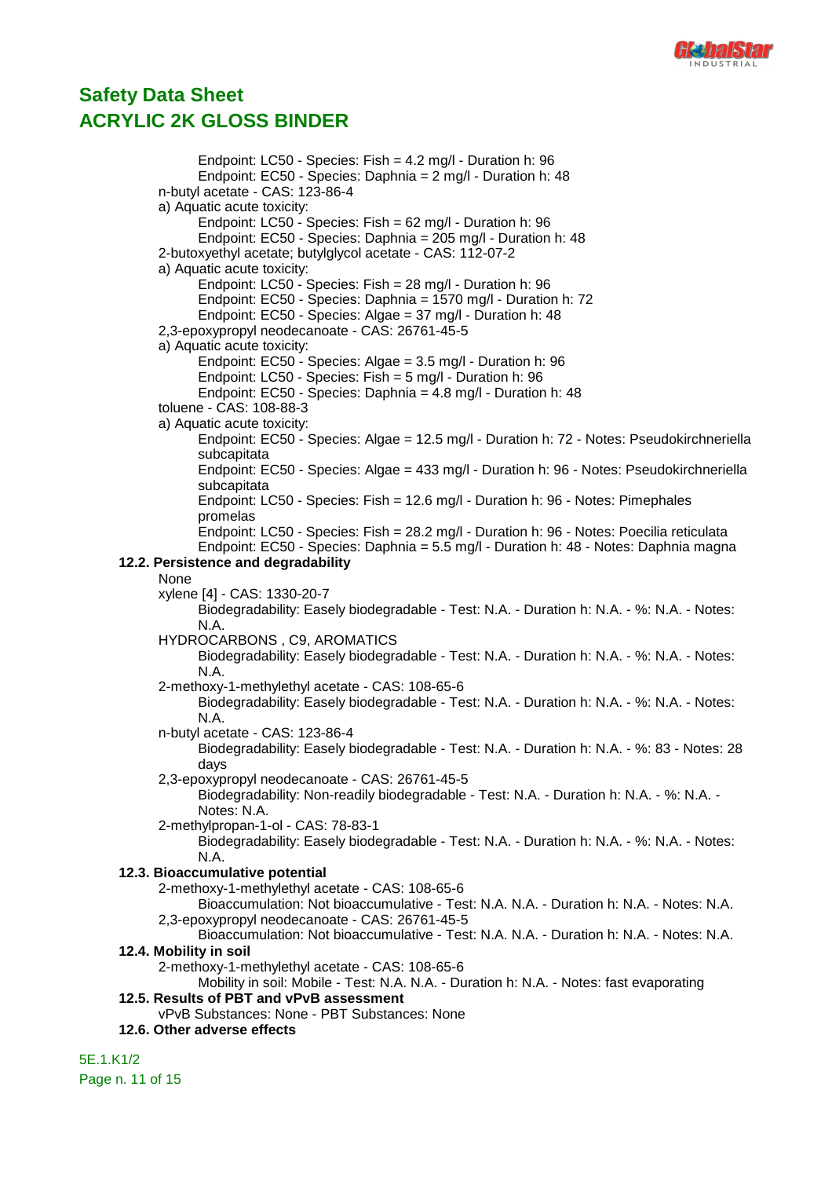Endpoint: LC50 - Species: Fish = 4.2 mg/l - Duration h: 96
Endpoint: EC50 - Species: Daphnia = 2 mg/l - Duration h: 48

n-butyl acetate - CAS: 123-86-4
a) Aquatic acute toxicity:
Endpoint: LC50 - Species: Fish = 62 mg/l - Duration h: 96
Endpoint: EC50 - Species: Daphnia = 205 mg/l - Duration h: 48

2-butoxyethyl acetate; butylglycol acetate - CAS: 112-07-2
a) Aquatic acute toxicity:
Endpoint: LC50 - Species: Fish = 28 mg/l - Duration h: 96
Endpoint: EC50 - Species: Daphnia = 1570 mg/l - Duration h: 72
Endpoint: EC50 - Species: Algae = 37 mg/l - Duration h: 48

2,3-epoxypropyl neodecanoate - CAS: 26761-45-5
a) Aquatic acute toxicity:
Endpoint: EC50 - Species: Algae = 3.5 mg/l - Duration h: 96
Endpoint: LC50 - Species: Fish = 5 mg/l - Duration h: 96
Endpoint: EC50 - Species: Daphnia = 4.8 mg/l - Duration h: 48

toluene - CAS: 108-88-3
a) Aquatic acute toxicity:
Endpoint: EC50 - Species: Algae = 12.5 mg/l - Duration h: 72 - Notes: Pseudokirchneriella subcapitata
Endpoint: EC50 - Species: Algae = 433 mg/l - Duration h: 96 - Notes: Pseudokirchneriella subcapitata
Endpoint: LC50 - Species: Fish = 12.6 mg/l - Duration h: 96 - Notes: Pimephales promelas
Endpoint: LC50 - Species: Fish = 28.2 mg/l - Duration h: 96 - Notes: Poecilia reticulata
Endpoint: EC50 - Species: Daphnia = 5.5 mg/l - Duration h: 48 - Notes: Daphnia magna

### 12.2. Persistence and degradability

None

xylene [4] - CAS: 1330-20-7
Biodegradability: Easely biodegradable - Test: N.A. - Duration h: N.A. - %: N.A. - Notes: N.A.

HYDROCARBONS , C9, AROMATICS
Biodegradability: Easely biodegradable - Test: N.A. - Duration h: N.A. - %: N.A. - Notes: N.A.

2-methoxy-1-methylethyl acetate - CAS: 108-65-6
Biodegradability: Easely biodegradable - Test: N.A. - Duration h: N.A. - %: N.A. - Notes: N.A.

n-butyl acetate - CAS: 123-86-4
Biodegradability: Easely biodegradable - Test: N.A. - Duration h: N.A. - %: 83 - Notes: 28 days

2,3-epoxypropyl neodecanoate - CAS: 26761-45-5
Biodegradability: Non-readily biodegradable - Test: N.A. - Duration h: N.A. - %: N.A. - Notes: N.A.

2-methylpropan-1-ol - CAS: 78-83-1
Biodegradability: Easely biodegradable - Test: N.A. - Duration h: N.A. - %: N.A. - Notes: N.A.

### 12.3. Bioaccumulative potential

2-methoxy-1-methylethyl acetate - CAS: 108-65-6
Bioaccumulation: Not bioaccumulative - Test: N.A. N.A. - Duration h: N.A. - Notes: N.A.

2,3-epoxypropyl neodecanoate - CAS: 26761-45-5
Bioaccumulation: Not bioaccumulative - Test: N.A. N.A. - Duration h: N.A. - Notes: N.A.

### 12.4. Mobility in soil

2-methoxy-1-methylethyl acetate - CAS: 108-65-6
Mobility in soil: Mobile - Test: N.A. N.A. - Duration h: N.A. - Notes: fast evaporating

### 12.5. Results of PBT and vPvB assessment

vPvB Substances: None - PBT Substances: None

### 12.6. Other adverse effects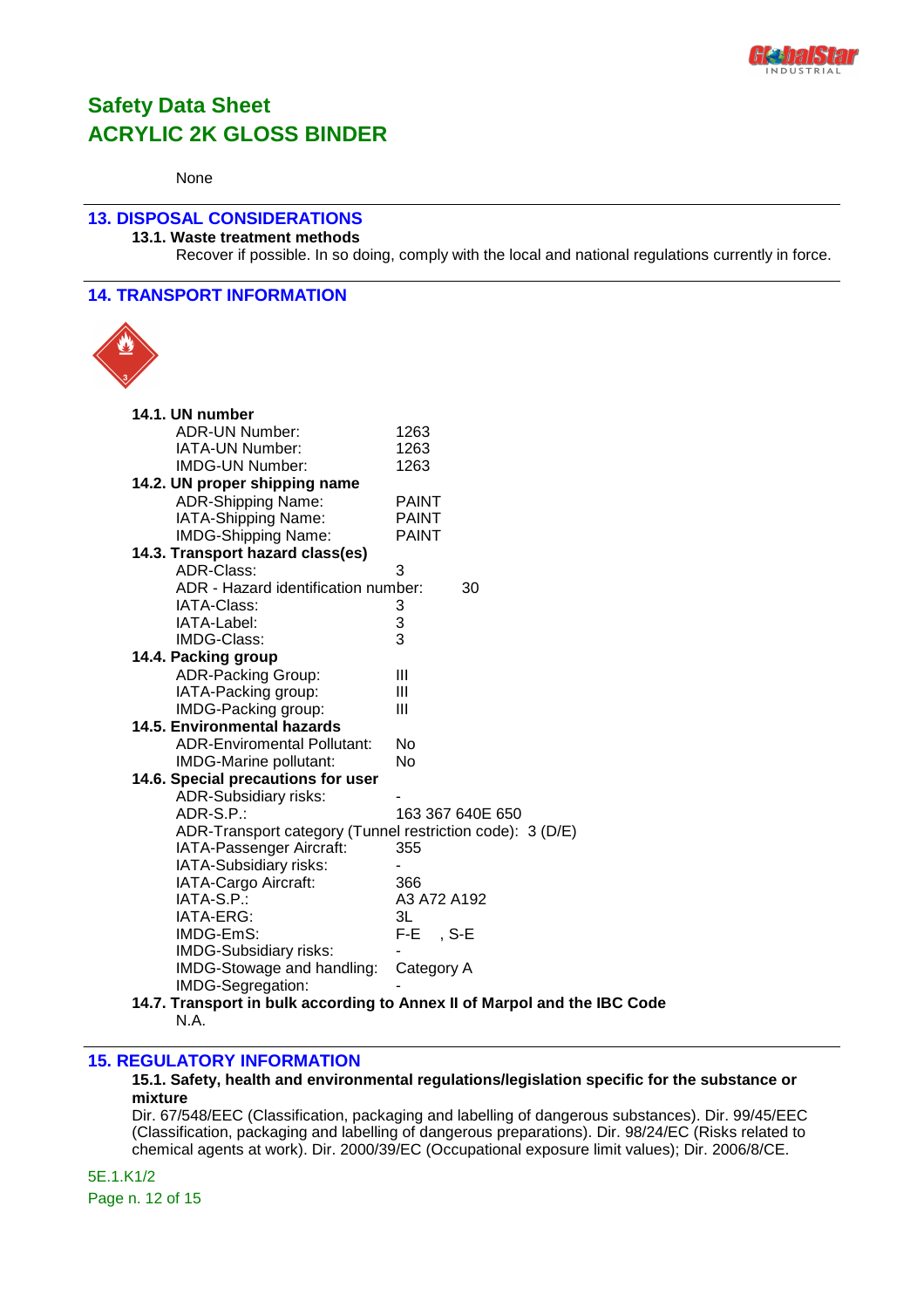None

## 13. DISPOSAL CONSIDERATIONS

**13.1. Waste treatment methods**

Recover if possible. In so doing, comply with the local and national regulations currently in force.

## 14. TRANSPORT INFORMATION

**14.1. UN number**

| | |
|---|---|
| ADR-UN Number: | 1263 |
| IATA-UN Number: | 1263 |
| IMDG-UN Number: | 1263 |

**14.2. UN proper shipping name**

| | |
|---|---|
| ADR-Shipping Name: | PAINT |
| IATA-Shipping Name: | PAINT |
| IMDG-Shipping Name: | PAINT |

**14.3. Transport hazard class(es)**

| | |
|---|---|
| ADR-Class: | 3 |
| ADR - Hazard identification number: | 30 |
| IATA-Class: | 3 |
| IATA-Label: | 3 |
| IMDG-Class: | 3 |

**14.4. Packing group**

| | |
|---|---|
| ADR-Packing Group: | III |
| IATA-Packing group: | III |
| IMDG-Packing group: | III |

**14.5. Environmental hazards**

| | |
|---|---|
| ADR-Enviromental Pollutant: | No |
| IMDG-Marine pollutant: | No |

**14.6. Special precautions for user**

| | |
|---|---|
| ADR-Subsidiary risks: | - |
| ADR-S.P.: | 163 367 640E 650 |
| ADR-Transport category (Tunnel restriction code): | 3 (D/E) |
| IATA-Passenger Aircraft: | 355 |
| IATA-Subsidiary risks: | - |
| IATA-Cargo Aircraft: | 366 |
| IATA-S.P.: | A3 A72 A192 |
| IATA-ERG: | 3L |
| IMDG-EmS: | F-E , S-E |
| IMDG-Subsidiary risks: | - |
| IMDG-Stowage and handling: | Category A |
| IMDG-Segregation: | - |

**14.7. Transport in bulk according to Annex II of Marpol and the IBC Code**

N.A.

## 15. REGULATORY INFORMATION

**15.1. Safety, health and environmental regulations/legislation specific for the substance or mixture**

Dir. 67/548/EEC (Classification, packaging and labelling of dangerous substances). Dir. 99/45/EEC (Classification, packaging and labelling of dangerous preparations). Dir. 98/24/EC (Risks related to chemical agents at work). Dir. 2000/39/EC (Occupational exposure limit values); Dir. 2006/8/CE.

5E.1.K1/2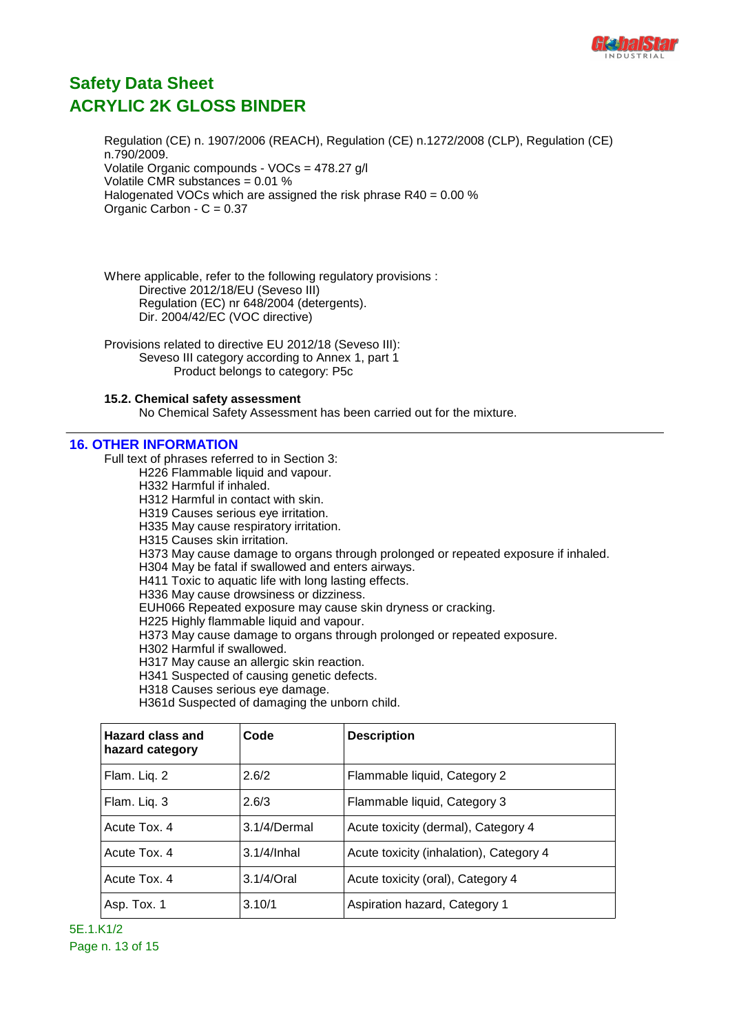Regulation (CE) n. 1907/2006 (REACH), Regulation (CE) n.1272/2008 (CLP), Regulation (CE) n.790/2009.
Volatile Organic compounds - VOCs = 478.27 g/l
Volatile CMR substances = 0.01 %
Halogenated VOCs which are assigned the risk phrase R40 = 0.00 %
Organic Carbon - C = 0.37

Where applicable, refer to the following regulatory provisions :
- Directive 2012/18/EU (Seveso III)
- Regulation (EC) nr 648/2004 (detergents).
- Dir. 2004/42/EC (VOC directive)

Provisions related to directive EU 2012/18 (Seveso III):
Seveso III category according to Annex 1, part 1
Product belongs to category: P5c

**15.2. Chemical safety assessment**

No Chemical Safety Assessment has been carried out for the mixture.

## 16. OTHER INFORMATION

Full text of phrases referred to in Section 3:

H226 Flammable liquid and vapour.
H332 Harmful if inhaled.
H312 Harmful in contact with skin.
H319 Causes serious eye irritation.
H335 May cause respiratory irritation.
H315 Causes skin irritation.
H373 May cause damage to organs through prolonged or repeated exposure if inhaled.
H304 May be fatal if swallowed and enters airways.
H411 Toxic to aquatic life with long lasting effects.
H336 May cause drowsiness or dizziness.
EUH066 Repeated exposure may cause skin dryness or cracking.
H225 Highly flammable liquid and vapour.
H373 May cause damage to organs through prolonged or repeated exposure.
H302 Harmful if swallowed.
H317 May cause an allergic skin reaction.
H341 Suspected of causing genetic defects.
H318 Causes serious eye damage.
H361d Suspected of damaging the unborn child.

| Hazard class and hazard category | Code | Description |
|---|---|---|
| Flam. Liq. 2 | 2.6/2 | Flammable liquid, Category 2 |
| Flam. Liq. 3 | 2.6/3 | Flammable liquid, Category 3 |
| Acute Tox. 4 | 3.1/4/Dermal | Acute toxicity (dermal), Category 4 |
| Acute Tox. 4 | 3.1/4/Inhal | Acute toxicity (inhalation), Category 4 |
| Acute Tox. 4 | 3.1/4/Oral | Acute toxicity (oral), Category 4 |
| Asp. Tox. 1 | 3.10/1 | Aspiration hazard, Category 1 |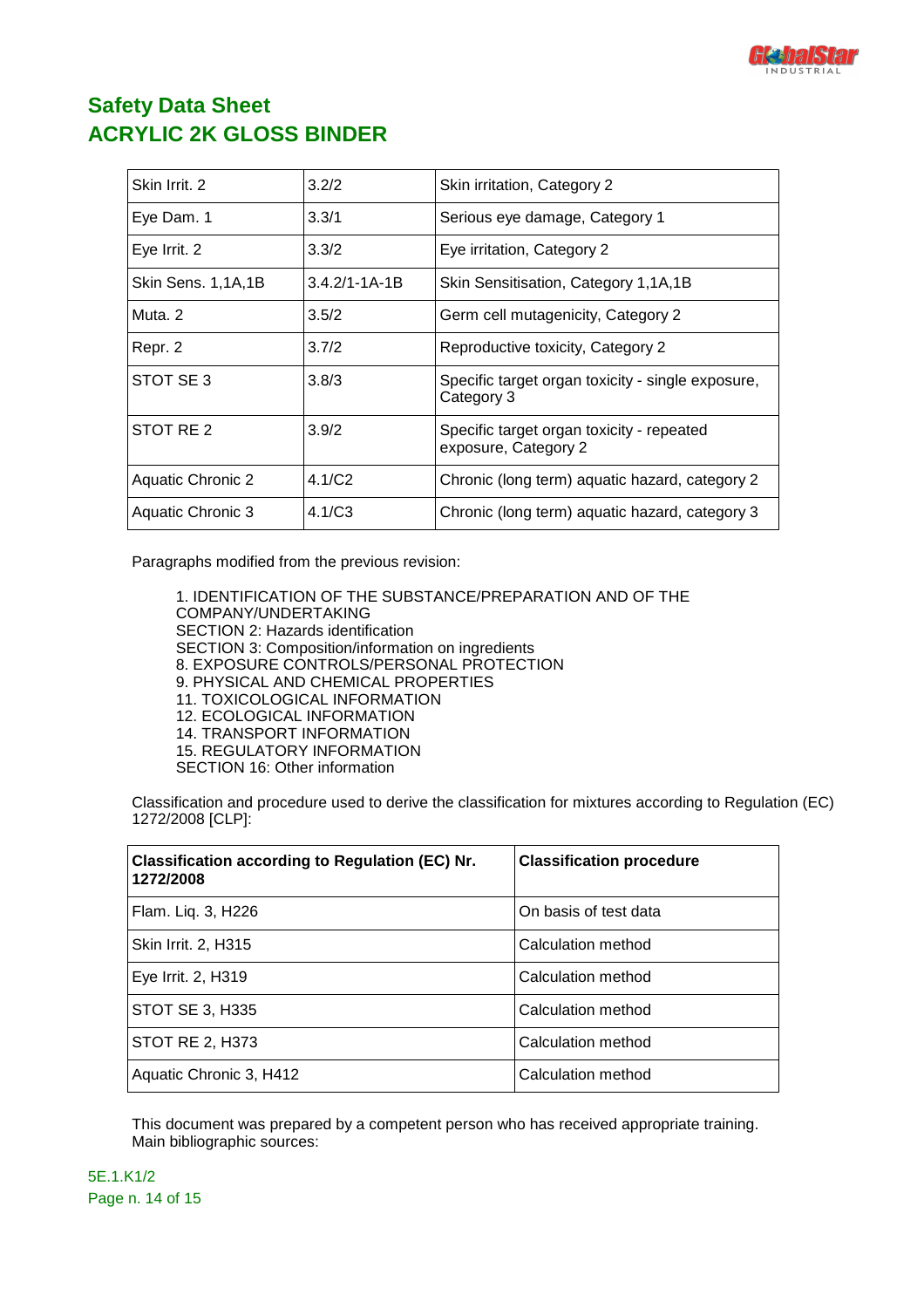# Safety Data Sheet
# ACRYLIC 2K GLOSS BINDER

| | | |
|---|---|---|
| Skin Irrit. 2 | 3.2/2 | Skin irritation, Category 2 |
| Eye Dam. 1 | 3.3/1 | Serious eye damage, Category 1 |
| Eye Irrit. 2 | 3.3/2 | Eye irritation, Category 2 |
| Skin Sens. 1,1A,1B | 3.4.2/1-1A-1B | Skin Sensitisation, Category 1,1A,1B |
| Muta. 2 | 3.5/2 | Germ cell mutagenicity, Category 2 |
| Repr. 2 | 3.7/2 | Reproductive toxicity, Category 2 |
| STOT SE 3 | 3.8/3 | Specific target organ toxicity - single exposure, Category 3 |
| STOT RE 2 | 3.9/2 | Specific target organ toxicity - repeated exposure, Category 2 |
| Aquatic Chronic 2 | 4.1/C2 | Chronic (long term) aquatic hazard, category 2 |
| Aquatic Chronic 3 | 4.1/C3 | Chronic (long term) aquatic hazard, category 3 |

Paragraphs modified from the previous revision:

1. IDENTIFICATION OF THE SUBSTANCE/PREPARATION AND OF THE COMPANY/UNDERTAKING
SECTION 2: Hazards identification
SECTION 3: Composition/information on ingredients
8. EXPOSURE CONTROLS/PERSONAL PROTECTION
9. PHYSICAL AND CHEMICAL PROPERTIES
11. TOXICOLOGICAL INFORMATION
12. ECOLOGICAL INFORMATION
14. TRANSPORT INFORMATION
15. REGULATORY INFORMATION
SECTION 16: Other information

Classification and procedure used to derive the classification for mixtures according to Regulation (EC) 1272/2008 [CLP]:

| **Classification according to Regulation (EC) Nr. 1272/2008** | **Classification procedure** |
|---|---|
| Flam. Liq. 3, H226 | On basis of test data |
| Skin Irrit. 2, H315 | Calculation method |
| Eye Irrit. 2, H319 | Calculation method |
| STOT SE 3, H335 | Calculation method |
| STOT RE 2, H373 | Calculation method |
| Aquatic Chronic 3, H412 | Calculation method |

This document was prepared by a competent person who has received appropriate training.
Main bibliographic sources:

5E.1.K1/2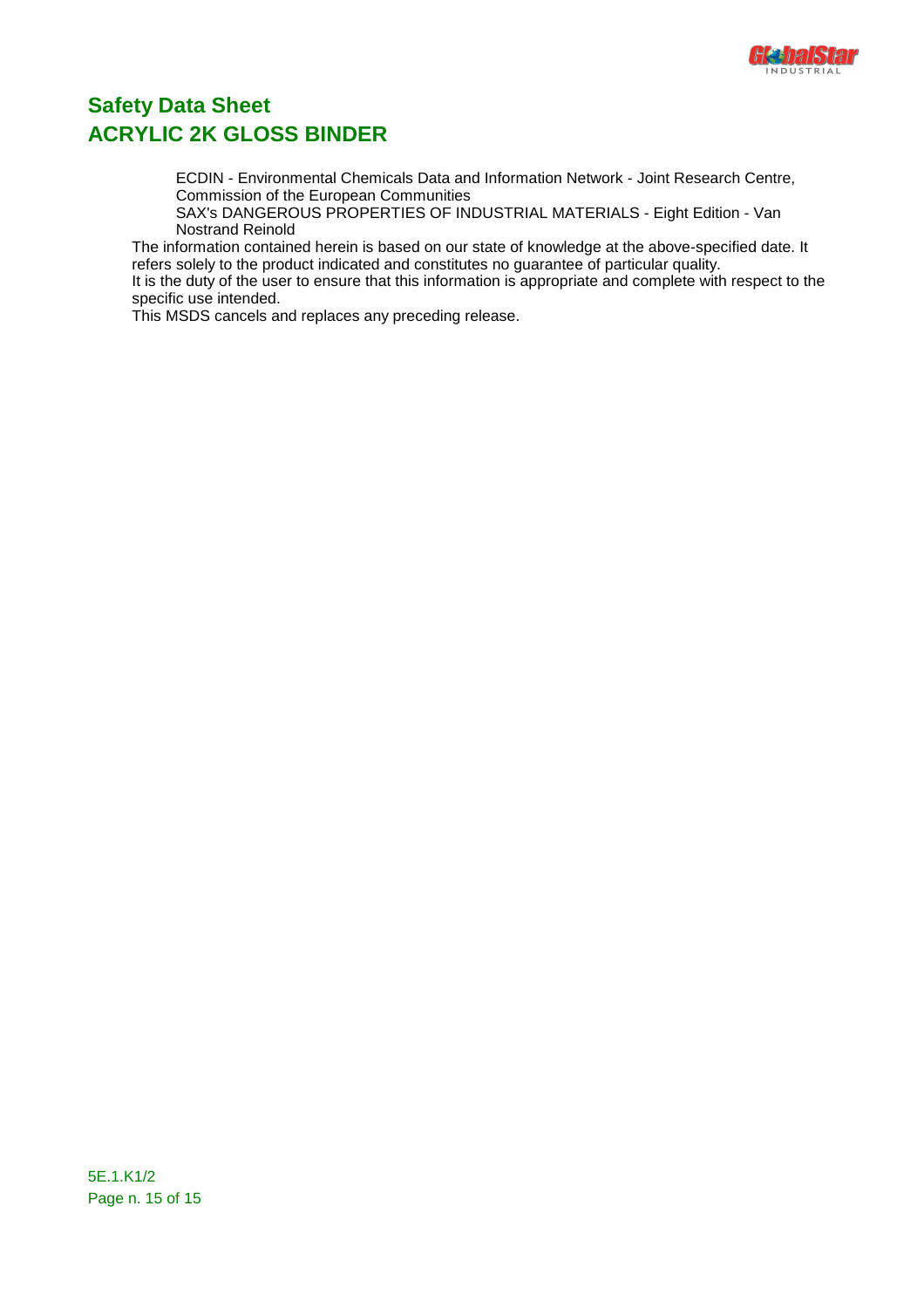ECDIN - Environmental Chemicals Data and Information Network - Joint Research Centre, Commission of the European Communities

SAX's DANGEROUS PROPERTIES OF INDUSTRIAL MATERIALS - Eight Edition - Van Nostrand Reinold

The information contained herein is based on our state of knowledge at the above-specified date. It refers solely to the product indicated and constitutes no guarantee of particular quality.

It is the duty of the user to ensure that this information is appropriate and complete with respect to the specific use intended.

This MSDS cancels and replaces any preceding release.